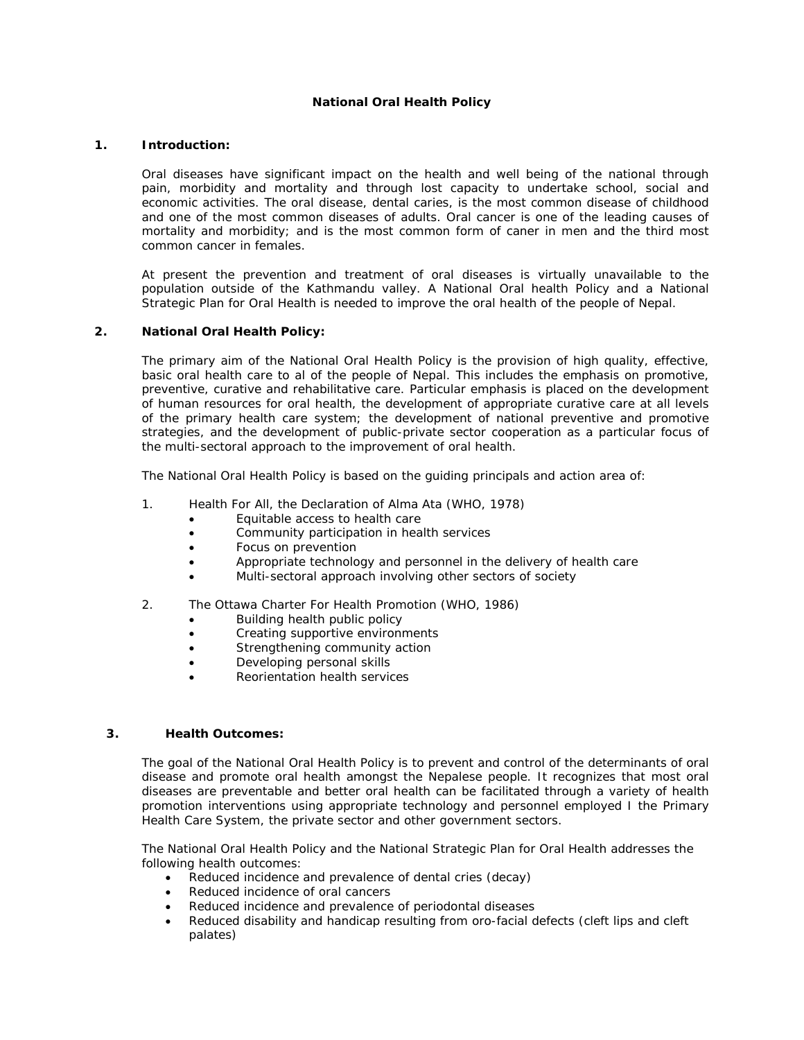# National Oral Health Policy

## 1. Introduction:

Oral diseases have significant impact on the health and well being of the national through pain, morbidity and mortality and through lost capacity to undertake school, social and economic activities. The oral disease, dental caries, is the most common disease of childhood and one of the most common diseases of adults. Oral cancer is one of the leading causes of mortality and morbidity; and is the most common form of caner in men and the third most common cancer in females.

At present the prevention and treatment of oral diseases is virtually unavailable to the population outside of the Kathmandu valley. A National Oral health Policy and a National Strategic Plan for Oral Health is needed to improve the oral health of the people of Nepal.

## 2. National Oral Health Policy:

The primary aim of the National Oral Health Policy is the provision of high quality, effective, basic oral health care to al of the people of Nepal. This includes the emphasis on promotive, preventive, curative and rehabilitative care. Particular emphasis is placed on the development of human resources for oral health, the development of appropriate curative care at all levels of the primary health care system; the development of national preventive and promotive strategies, and the development of public-private sector cooperation as a particular focus of the multi-sectoral approach to the improvement of oral health.

The National Oral Health Policy is based on the guiding principals and action area of:

1. Health For All, the Declaration of Alma Ata (WHO, 1978)
   - Equitable access to health care
   - Community participation in health services
   - Focus on prevention
   - Appropriate technology and personnel in the delivery of health care
   - Multi-sectoral approach involving other sectors of society

2. The Ottawa Charter For Health Promotion (WHO, 1986)
   - Building health public policy
   - Creating supportive environments
   - Strengthening community action
   - Developing personal skills
   - Reorientation health services

## 3. Health Outcomes:

The goal of the National Oral Health Policy is to prevent and control of the determinants of oral disease and promote oral health amongst the Nepalese people. It recognizes that most oral diseases are preventable and better oral health can be facilitated through a variety of health promotion interventions using appropriate technology and personnel employed I the Primary Health Care System, the private sector and other government sectors.

The National Oral Health Policy and the National Strategic Plan for Oral Health addresses the following health outcomes:

- Reduced incidence and prevalence of dental cries (decay)
- Reduced incidence of oral cancers
- Reduced incidence and prevalence of periodontal diseases
- Reduced disability and handicap resulting from oro-facial defects (cleft lips and cleft palates)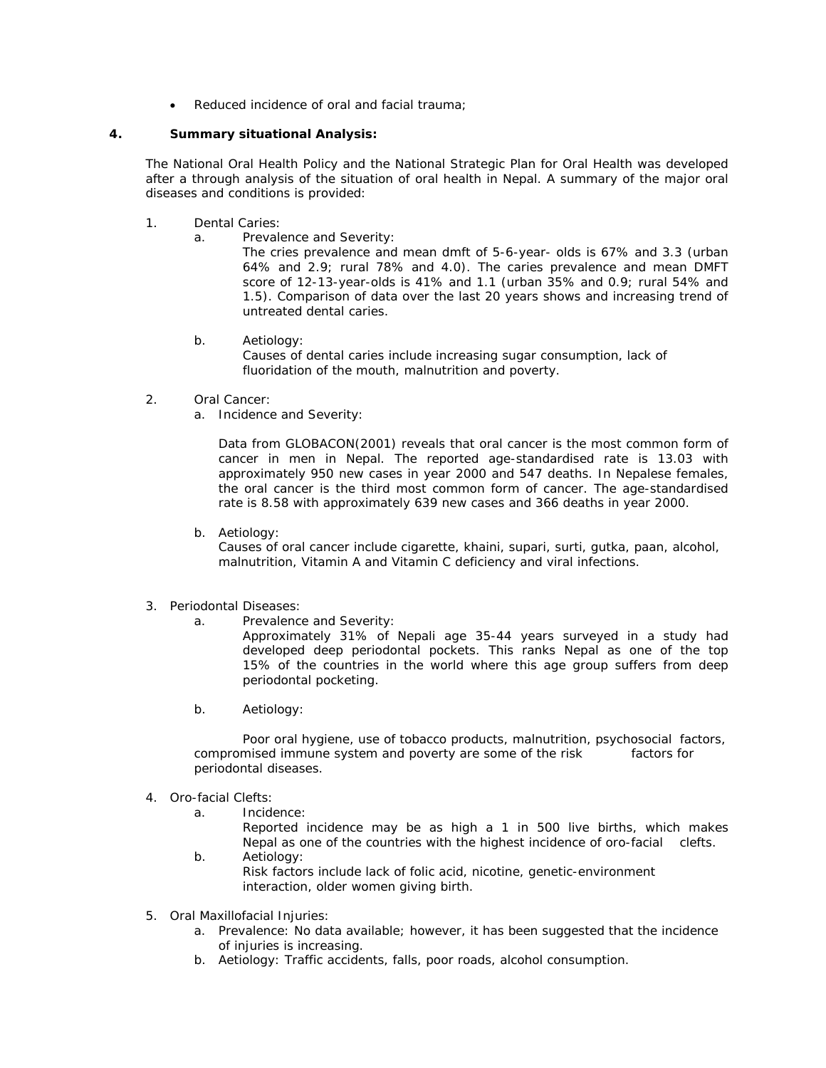- Reduced incidence of oral and facial trauma;

## 4. Summary situational Analysis:

The National Oral Health Policy and the National Strategic Plan for Oral Health was developed after a through analysis of the situation of oral health in Nepal. A summary of the major oral diseases and conditions is provided:

1. Dental Caries:
   a. Prevalence and Severity:
      The cries prevalence and mean dmft of 5-6-year- olds is 67% and 3.3 (urban 64% and 2.9; rural 78% and 4.0). The caries prevalence and mean DMFT score of 12-13-year-olds is 41% and 1.1 (urban 35% and 0.9; rural 54% and 1.5). Comparison of data over the last 20 years shows and increasing trend of untreated dental caries.

   b. Aetiology:
      Causes of dental caries include increasing sugar consumption, lack of fluoridation of the mouth, malnutrition and poverty.

2. Oral Cancer:
   a. Incidence and Severity:

      Data from GLOBACON(2001) reveals that oral cancer is the most common form of cancer in men in Nepal. The reported age-standardised rate is 13.03 with approximately 950 new cases in year 2000 and 547 deaths. In Nepalese females, the oral cancer is the third most common form of cancer. The age-standardised rate is 8.58 with approximately 639 new cases and 366 deaths in year 2000.

   b. Aetiology:
      Causes of oral cancer include cigarette, khaini, supari, surti, gutka, paan, alcohol, malnutrition, Vitamin A and Vitamin C deficiency and viral infections.

3. Periodontal Diseases:
   a. Prevalence and Severity:
      Approximately 31% of Nepali age 35-44 years surveyed in a study had developed deep periodontal pockets. This ranks Nepal as one of the top 15% of the countries in the world where this age group suffers from deep periodontal pocketing.

   b. Aetiology:

      Poor oral hygiene, use of tobacco products, malnutrition, psychosocial factors, compromised immune system and poverty are some of the risk factors for periodontal diseases.

4. Oro-facial Clefts:
   a. Incidence:
      Reported incidence may be as high a 1 in 500 live births, which makes Nepal as one of the countries with the highest incidence of oro-facial clefts.
   b. Aetiology:
      Risk factors include lack of folic acid, nicotine, genetic-environment interaction, older women giving birth.

5. Oral Maxillofacial Injuries:
   a. Prevalence: No data available; however, it has been suggested that the incidence of injuries is increasing.
   b. Aetiology: Traffic accidents, falls, poor roads, alcohol consumption.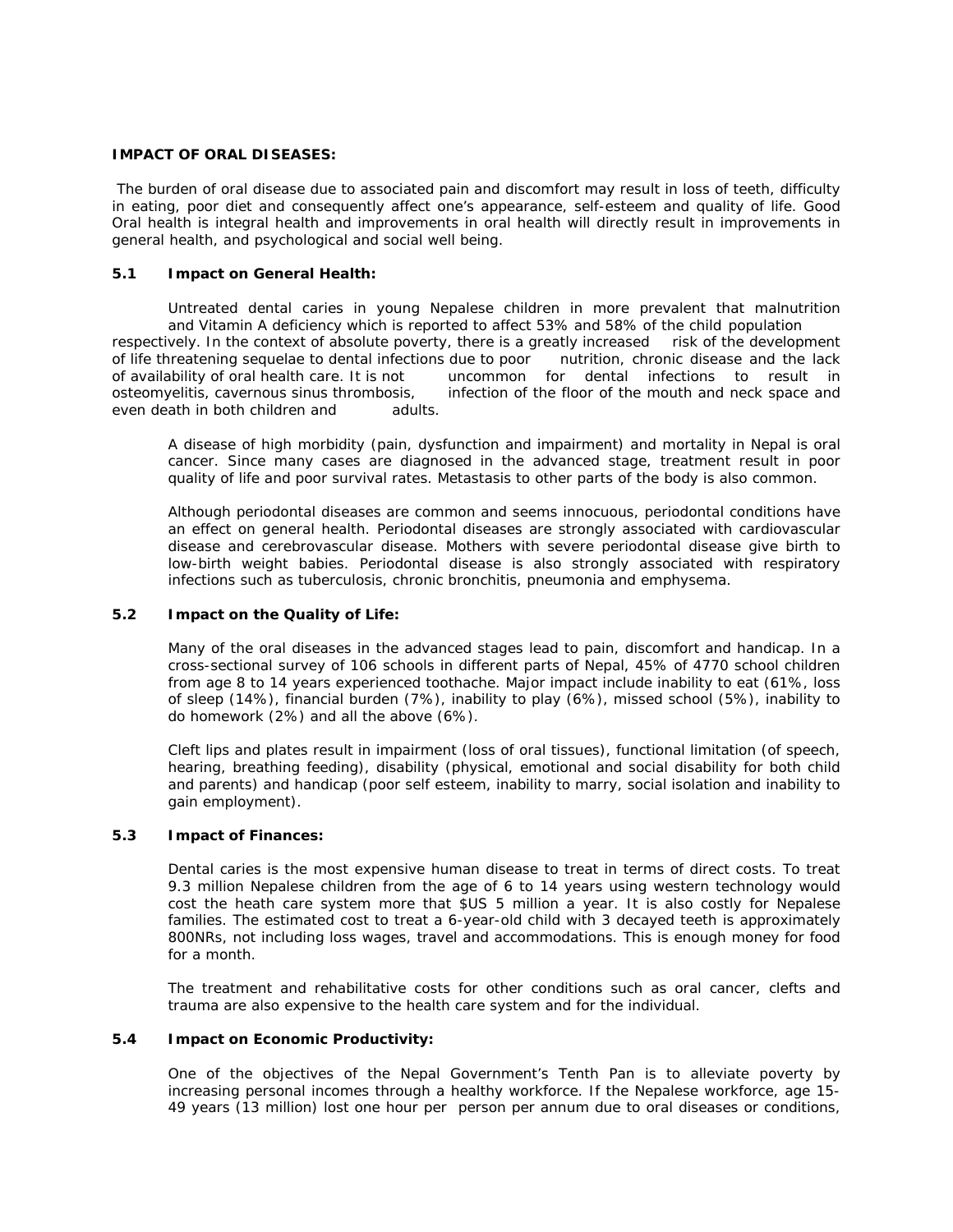**IMPACT OF ORAL DISEASES:**

The burden of oral disease due to associated pain and discomfort may result in loss of teeth, difficulty in eating, poor diet and consequently affect one's appearance, self-esteem and quality of life. Good Oral health is integral health and improvements in oral health will directly result in improvements in general health, and psychological and social well being.

**5.1 Impact on General Health:**

Untreated dental caries in young Nepalese children in more prevalent that malnutrition and Vitamin A deficiency which is reported to affect 53% and 58% of the child population respectively. In the context of absolute poverty, there is a greatly increased risk of the development of life threatening sequelae to dental infections due to poor nutrition, chronic disease and the lack of availability of oral health care. It is not uncommon for dental infections to result in osteomyelitis, cavernous sinus thrombosis, infection of the floor of the mouth and neck space and even death in both children and adults.

A disease of high morbidity (pain, dysfunction and impairment) and mortality in Nepal is oral cancer. Since many cases are diagnosed in the advanced stage, treatment result in poor quality of life and poor survival rates. Metastasis to other parts of the body is also common.

Although periodontal diseases are common and seems innocuous, periodontal conditions have an effect on general health. Periodontal diseases are strongly associated with cardiovascular disease and cerebrovascular disease. Mothers with severe periodontal disease give birth to low-birth weight babies. Periodontal disease is also strongly associated with respiratory infections such as tuberculosis, chronic bronchitis, pneumonia and emphysema.

**5.2 Impact on the Quality of Life:**

Many of the oral diseases in the advanced stages lead to pain, discomfort and handicap. In a cross-sectional survey of 106 schools in different parts of Nepal, 45% of 4770 school children from age 8 to 14 years experienced toothache. Major impact include inability to eat (61%, loss of sleep (14%), financial burden (7%), inability to play (6%), missed school (5%), inability to do homework (2%) and all the above (6%).

Cleft lips and plates result in impairment (loss of oral tissues), functional limitation (of speech, hearing, breathing feeding), disability (physical, emotional and social disability for both child and parents) and handicap (poor self esteem, inability to marry, social isolation and inability to gain employment).

**5.3 Impact of Finances:**

Dental caries is the most expensive human disease to treat in terms of direct costs. To treat 9.3 million Nepalese children from the age of 6 to 14 years using western technology would cost the heath care system more that $US 5 million a year. It is also costly for Nepalese families. The estimated cost to treat a 6-year-old child with 3 decayed teeth is approximately 800NRs, not including loss wages, travel and accommodations. This is enough money for food for a month.

The treatment and rehabilitative costs for other conditions such as oral cancer, clefts and trauma are also expensive to the health care system and for the individual.

**5.4 Impact on Economic Productivity:**

One of the objectives of the Nepal Government's Tenth Pan is to alleviate poverty by increasing personal incomes through a healthy workforce. If the Nepalese workforce, age 15-49 years (13 million) lost one hour per person per annum due to oral diseases or conditions,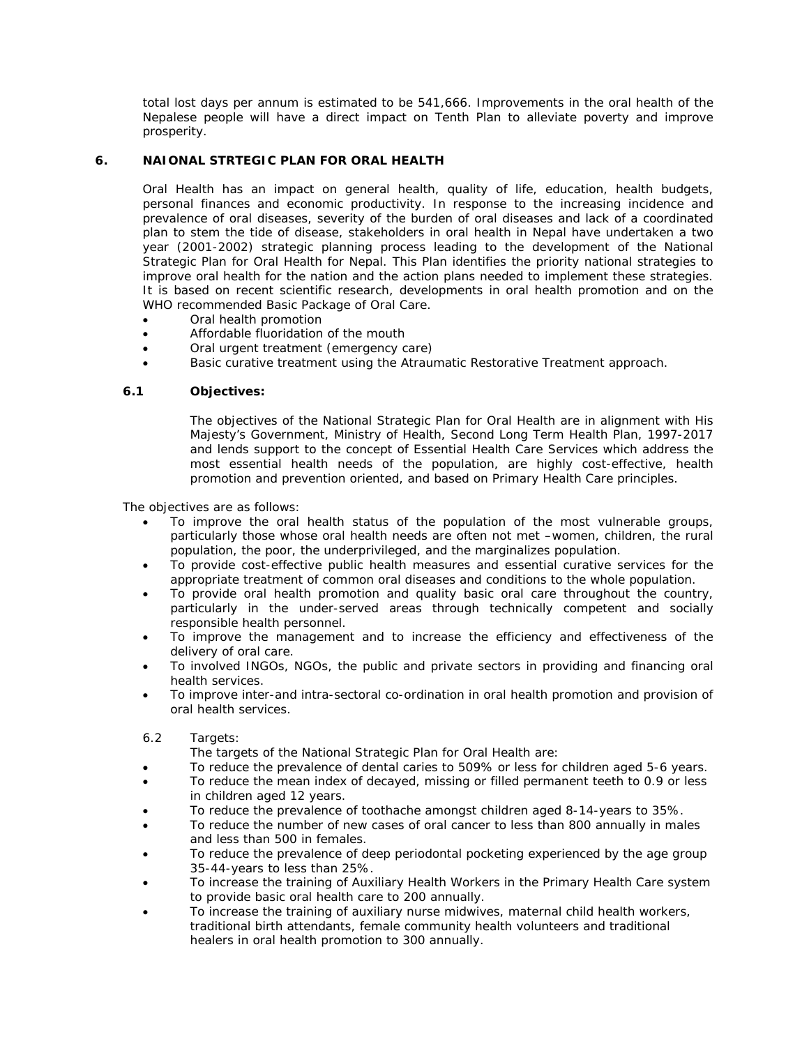total lost days per annum is estimated to be 541,666. Improvements in the oral health of the Nepalese people will have a direct impact on Tenth Plan to alleviate poverty and improve prosperity.

## 6. NAIONAL STRTEGIC PLAN FOR ORAL HEALTH

Oral Health has an impact on general health, quality of life, education, health budgets, personal finances and economic productivity. In response to the increasing incidence and prevalence of oral diseases, severity of the burden of oral diseases and lack of a coordinated plan to stem the tide of disease, stakeholders in oral health in Nepal have undertaken a two year (2001-2002) strategic planning process leading to the development of the National Strategic Plan for Oral Health for Nepal. This Plan identifies the priority national strategies to improve oral health for the nation and the action plans needed to implement these strategies. It is based on recent scientific research, developments in oral health promotion and on the WHO recommended Basic Package of Oral Care.

- Oral health promotion
- Affordable fluoridation of the mouth
- Oral urgent treatment (emergency care)
- Basic curative treatment using the Atraumatic Restorative Treatment approach.

### 6.1 Objectives:

The objectives of the National Strategic Plan for Oral Health are in alignment with His Majesty's Government, Ministry of Health, Second Long Term Health Plan, 1997-2017 and lends support to the concept of Essential Health Care Services which address the most essential health needs of the population, are highly cost-effective, health promotion and prevention oriented, and based on Primary Health Care principles.

The objectives are as follows:

- To improve the oral health status of the population of the most vulnerable groups, particularly those whose oral health needs are often not met –women, children, the rural population, the poor, the underprivileged, and the marginalizes population.
- To provide cost-effective public health measures and essential curative services for the appropriate treatment of common oral diseases and conditions to the whole population.
- To provide oral health promotion and quality basic oral care throughout the country, particularly in the under-served areas through technically competent and socially responsible health personnel.
- To improve the management and to increase the efficiency and effectiveness of the delivery of oral care.
- To involved INGOs, NGOs, the public and private sectors in providing and financing oral health services.
- To improve inter-and intra-sectoral co-ordination in oral health promotion and provision of oral health services.

### 6.2 Targets:

The targets of the National Strategic Plan for Oral Health are:

- To reduce the prevalence of dental caries to 509% or less for children aged 5-6 years.
- To reduce the mean index of decayed, missing or filled permanent teeth to 0.9 or less in children aged 12 years.
- To reduce the prevalence of toothache amongst children aged 8-14-years to 35%.
- To reduce the number of new cases of oral cancer to less than 800 annually in males and less than 500 in females.
- To reduce the prevalence of deep periodontal pocketing experienced by the age group 35-44-years to less than 25%.
- To increase the training of Auxiliary Health Workers in the Primary Health Care system to provide basic oral health care to 200 annually.
- To increase the training of auxiliary nurse midwives, maternal child health workers, traditional birth attendants, female community health volunteers and traditional healers in oral health promotion to 300 annually.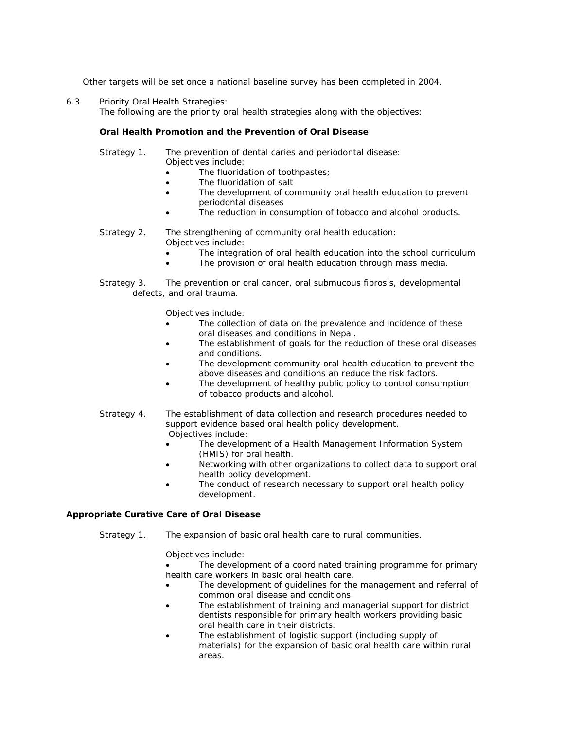Other targets will be set once a national baseline survey has been completed in 2004.

6.3 Priority Oral Health Strategies:
The following are the priority oral health strategies along with the objectives:

**Oral Health Promotion and the Prevention of Oral Disease**

Strategy 1. The prevention of dental caries and periodontal disease:
Objectives include:

- The fluoridation of toothpastes;
- The fluoridation of salt
- The development of community oral health education to prevent periodontal diseases
- The reduction in consumption of tobacco and alcohol products.

Strategy 2. The strengthening of community oral health education:
Objectives include:

- The integration of oral health education into the school curriculum
- The provision of oral health education through mass media.

Strategy 3. The prevention or oral cancer, oral submucous fibrosis, developmental defects, and oral trauma.

Objectives include:

- The collection of data on the prevalence and incidence of these oral diseases and conditions in Nepal.
- The establishment of goals for the reduction of these oral diseases and conditions.
- The development community oral health education to prevent the above diseases and conditions an reduce the risk factors.
- The development of healthy public policy to control consumption of tobacco products and alcohol.

Strategy 4. The establishment of data collection and research procedures needed to support evidence based oral health policy development.
Objectives include:

- The development of a Health Management Information System (HMIS) for oral health.
- Networking with other organizations to collect data to support oral health policy development.
- The conduct of research necessary to support oral health policy development.

**Appropriate Curative Care of Oral Disease**

Strategy 1. The expansion of basic oral health care to rural communities.

Objectives include:

- The development of a coordinated training programme for primary health care workers in basic oral health care.
- The development of guidelines for the management and referral of common oral disease and conditions.
- The establishment of training and managerial support for district dentists responsible for primary health workers providing basic oral health care in their districts.
- The establishment of logistic support (including supply of materials) for the expansion of basic oral health care within rural areas.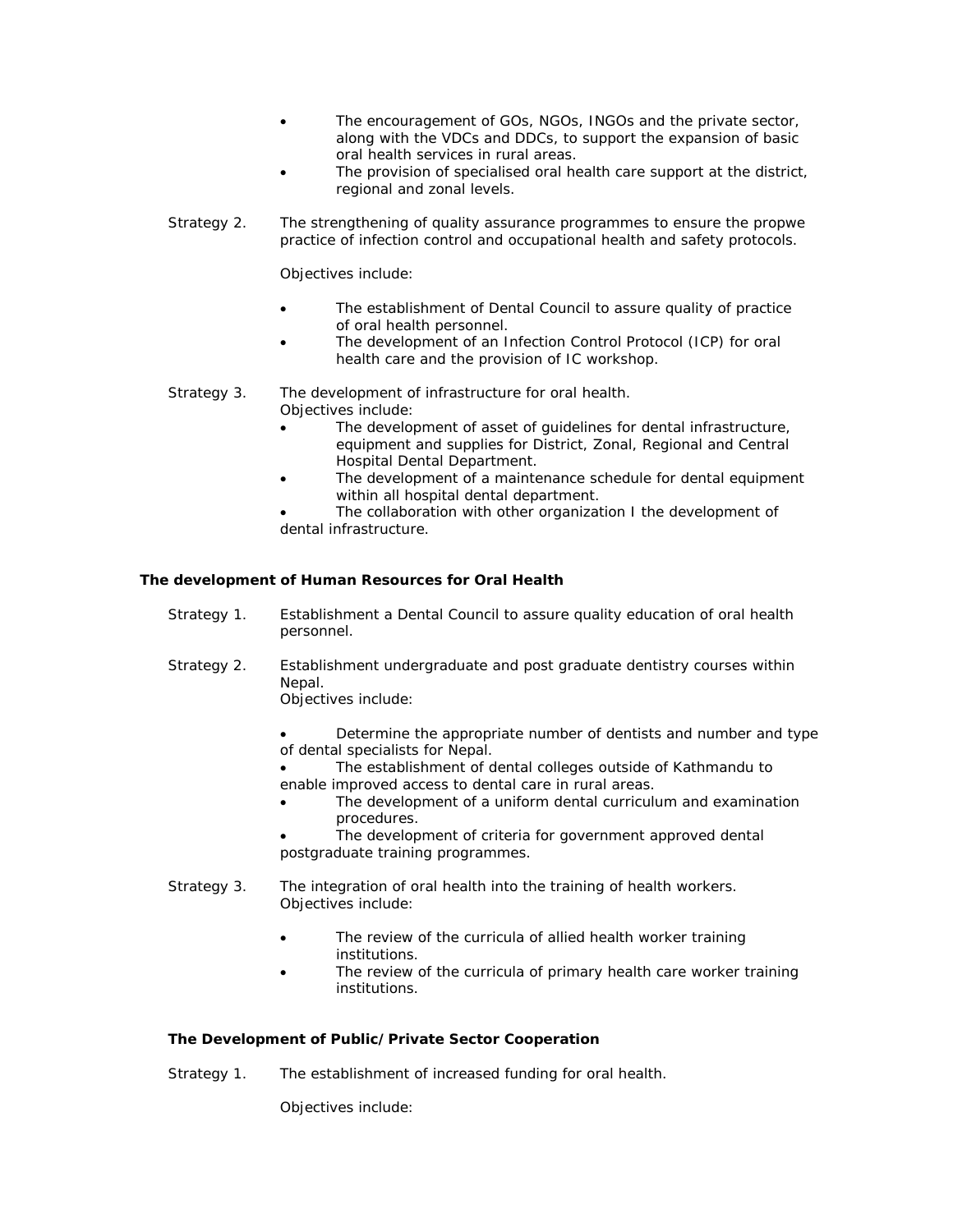- The encouragement of GOs, NGOs, INGOs and the private sector, along with the VDCs and DDCs, to support the expansion of basic oral health services in rural areas.
- The provision of specialised oral health care support at the district, regional and zonal levels.

Strategy 2. The strengthening of quality assurance programmes to ensure the propwe practice of infection control and occupational health and safety protocols.

Objectives include:

- The establishment of Dental Council to assure quality of practice of oral health personnel.
- The development of an Infection Control Protocol (ICP) for oral health care and the provision of IC workshop.

Strategy 3. The development of infrastructure for oral health.
Objectives include:

- The development of asset of guidelines for dental infrastructure, equipment and supplies for District, Zonal, Regional and Central Hospital Dental Department.
- The development of a maintenance schedule for dental equipment within all hospital dental department.
- The collaboration with other organization I the development of dental infrastructure.

**The development of Human Resources for Oral Health**

Strategy 1. Establishment a Dental Council to assure quality education of oral health personnel.

Strategy 2. Establishment undergraduate and post graduate dentistry courses within Nepal.
Objectives include:

- Determine the appropriate number of dentists and number and type of dental specialists for Nepal.
- The establishment of dental colleges outside of Kathmandu to enable improved access to dental care in rural areas.
- The development of a uniform dental curriculum and examination procedures.
- The development of criteria for government approved dental postgraduate training programmes.

Strategy 3. The integration of oral health into the training of health workers.
Objectives include:

- The review of the curricula of allied health worker training institutions.
- The review of the curricula of primary health care worker training institutions.

**The Development of Public/Private Sector Cooperation**

Strategy 1. The establishment of increased funding for oral health.

Objectives include: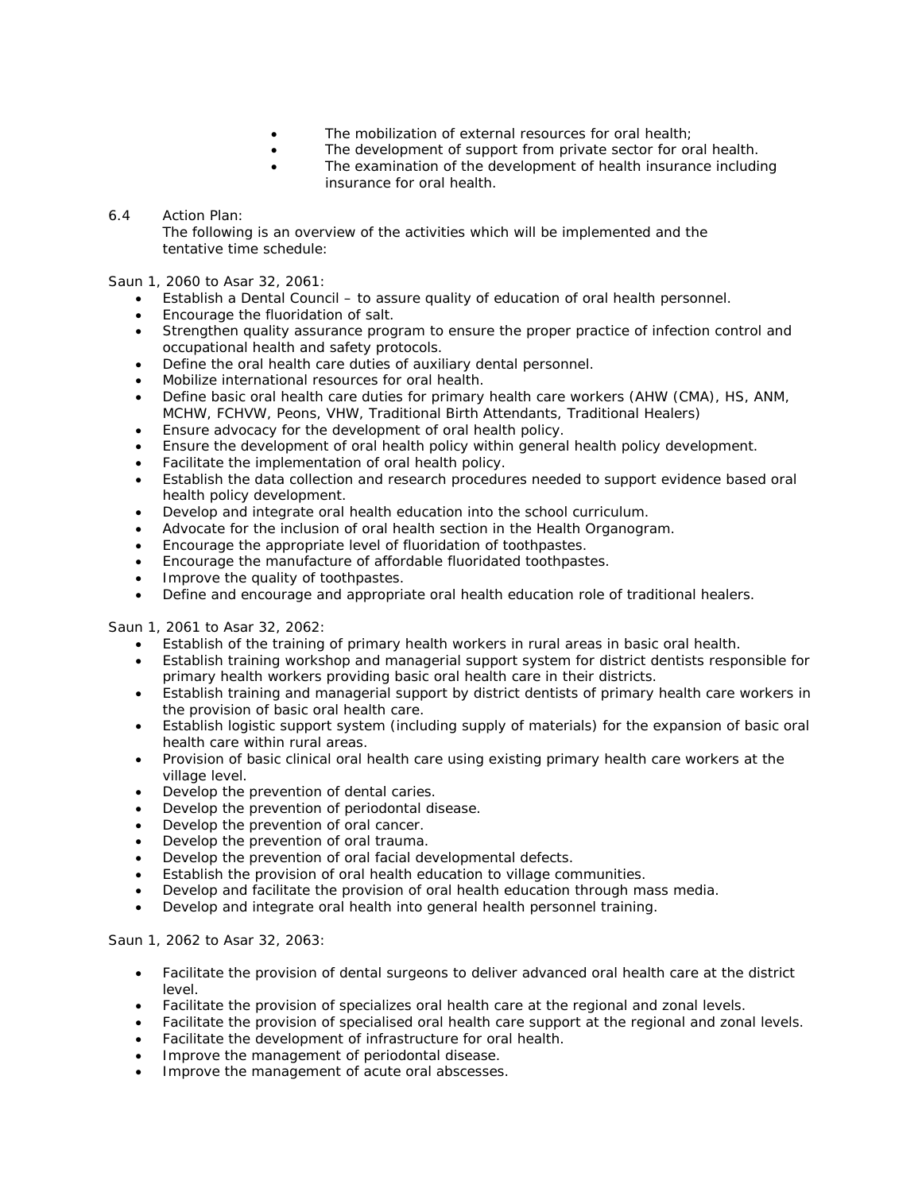- The mobilization of external resources for oral health;
- The development of support from private sector for oral health.
- The examination of the development of health insurance including insurance for oral health.

6.4 Action Plan:

The following is an overview of the activities which will be implemented and the tentative time schedule:

Saun 1, 2060 to Asar 32, 2061:

- Establish a Dental Council – to assure quality of education of oral health personnel.
- Encourage the fluoridation of salt.
- Strengthen quality assurance program to ensure the proper practice of infection control and occupational health and safety protocols.
- Define the oral health care duties of auxiliary dental personnel.
- Mobilize international resources for oral health.
- Define basic oral health care duties for primary health care workers (AHW (CMA), HS, ANM, MCHW, FCHVW, Peons, VHW, Traditional Birth Attendants, Traditional Healers)
- Ensure advocacy for the development of oral health policy.
- Ensure the development of oral health policy within general health policy development.
- Facilitate the implementation of oral health policy.
- Establish the data collection and research procedures needed to support evidence based oral health policy development.
- Develop and integrate oral health education into the school curriculum.
- Advocate for the inclusion of oral health section in the Health Organogram.
- Encourage the appropriate level of fluoridation of toothpastes.
- Encourage the manufacture of affordable fluoridated toothpastes.
- Improve the quality of toothpastes.
- Define and encourage and appropriate oral health education role of traditional healers.

Saun 1, 2061 to Asar 32, 2062:

- Establish of the training of primary health workers in rural areas in basic oral health.
- Establish training workshop and managerial support system for district dentists responsible for primary health workers providing basic oral health care in their districts.
- Establish training and managerial support by district dentists of primary health care workers in the provision of basic oral health care.
- Establish logistic support system (including supply of materials) for the expansion of basic oral health care within rural areas.
- Provision of basic clinical oral health care using existing primary health care workers at the village level.
- Develop the prevention of dental caries.
- Develop the prevention of periodontal disease.
- Develop the prevention of oral cancer.
- Develop the prevention of oral trauma.
- Develop the prevention of oral facial developmental defects.
- Establish the provision of oral health education to village communities.
- Develop and facilitate the provision of oral health education through mass media.
- Develop and integrate oral health into general health personnel training.

Saun 1, 2062 to Asar 32, 2063:

- Facilitate the provision of dental surgeons to deliver advanced oral health care at the district level.
- Facilitate the provision of specializes oral health care at the regional and zonal levels.
- Facilitate the provision of specialised oral health care support at the regional and zonal levels.
- Facilitate the development of infrastructure for oral health.
- Improve the management of periodontal disease.
- Improve the management of acute oral abscesses.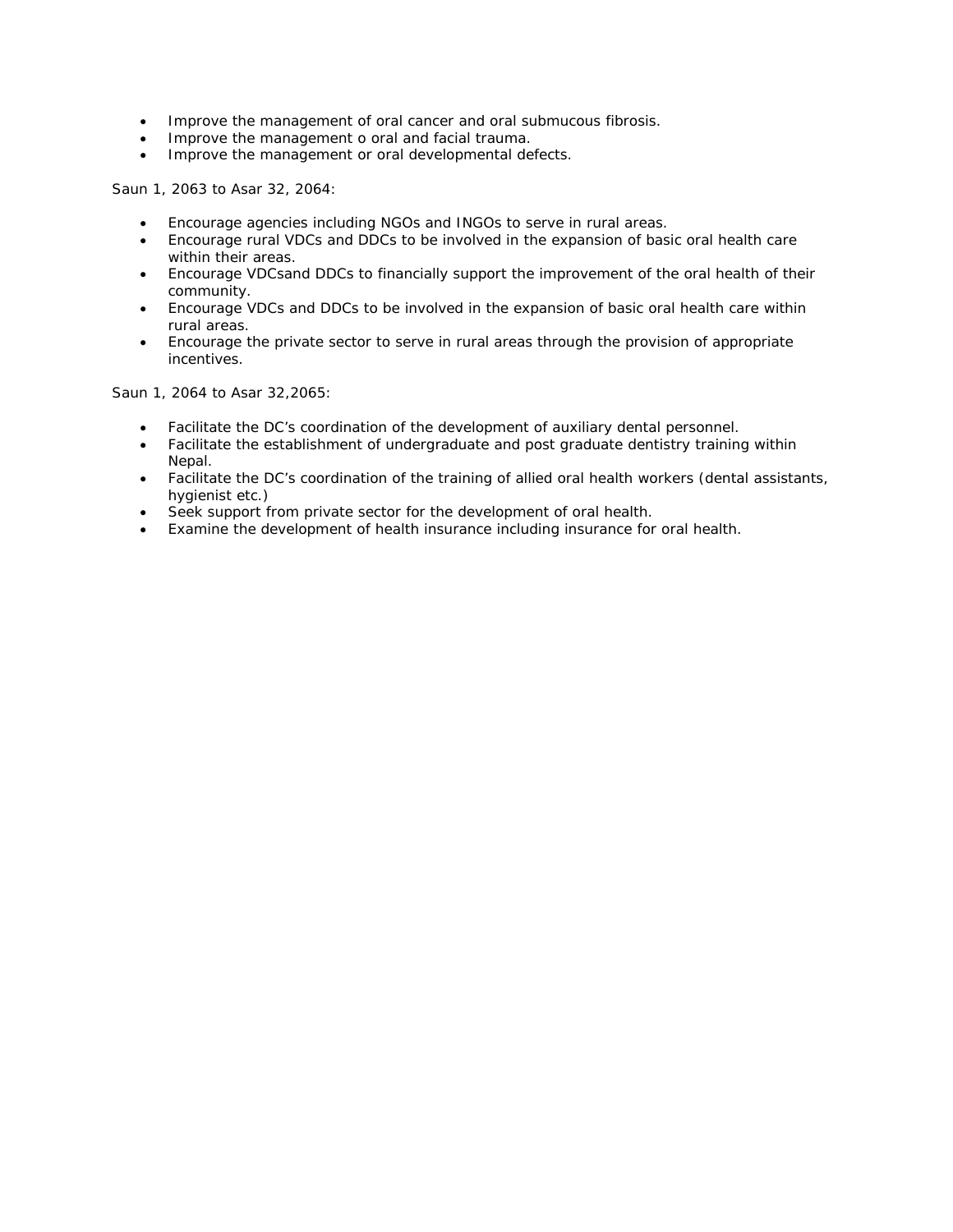- Improve the management of oral cancer and oral submucous fibrosis.
- Improve the management o oral and facial trauma.
- Improve the management or oral developmental defects.

Saun 1, 2063 to Asar 32, 2064:

- Encourage agencies including NGOs and INGOs to serve in rural areas.
- Encourage rural VDCs and DDCs to be involved in the expansion of basic oral health care within their areas.
- Encourage VDCsand DDCs to financially support the improvement of the oral health of their community.
- Encourage VDCs and DDCs to be involved in the expansion of basic oral health care within rural areas.
- Encourage the private sector to serve in rural areas through the provision of appropriate incentives.

Saun 1, 2064 to Asar 32,2065:

- Facilitate the DC's coordination of the development of auxiliary dental personnel.
- Facilitate the establishment of undergraduate and post graduate dentistry training within Nepal.
- Facilitate the DC's coordination of the training of allied oral health workers (dental assistants, hygienist etc.)
- Seek support from private sector for the development of oral health.
- Examine the development of health insurance including insurance for oral health.